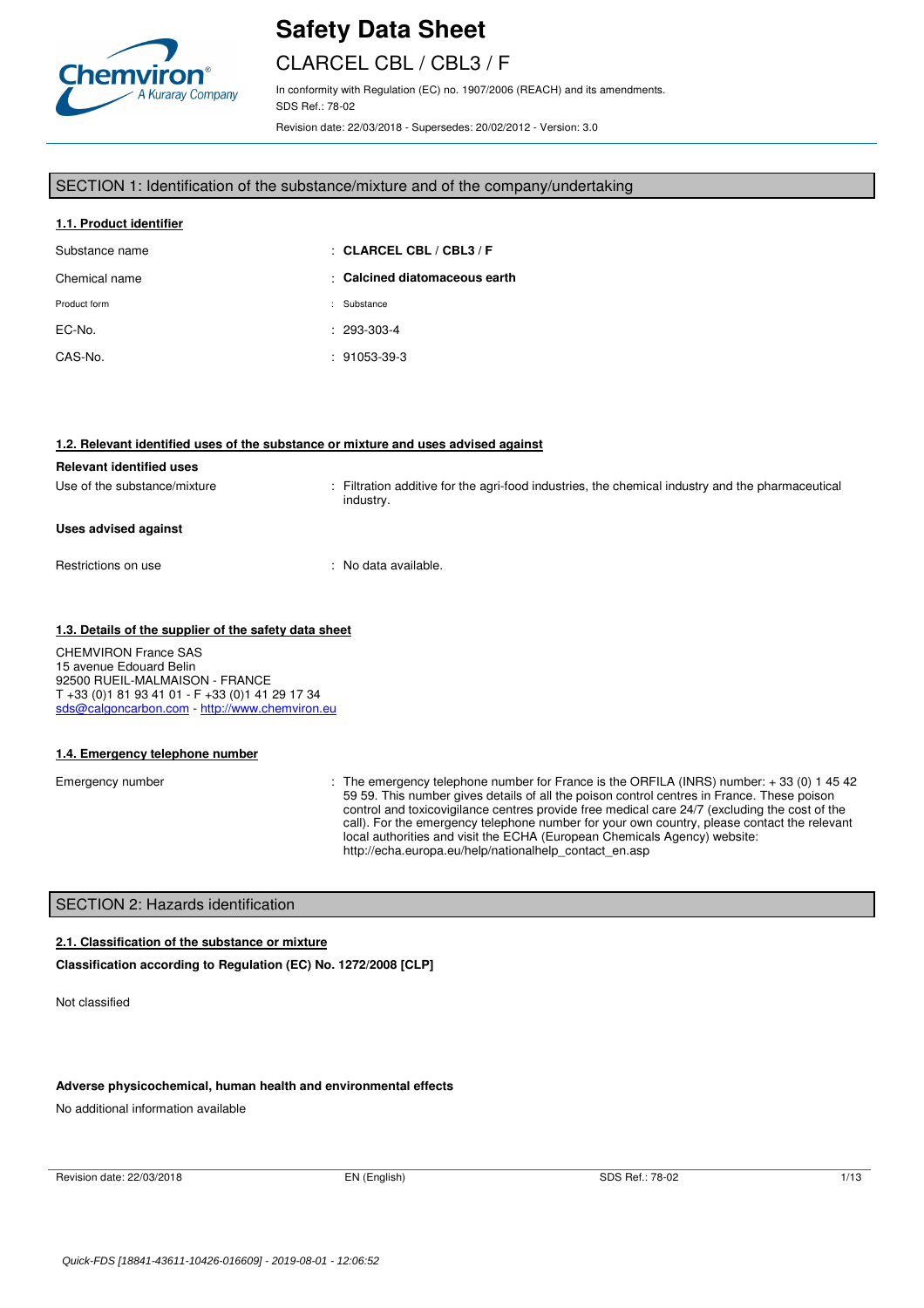# Safety Data Sheet

## CLARCEL CBL / CBL3 / F

In conformity with Regulation (EC) no. 1907/2006 (REACH) and its amendments.
SDS Ref.: 78-02

Revision date: 22/03/2018 - Supersedes: 20/02/2012 - Version: 3.0

## SECTION 1: Identification of the substance/mixture and of the company/undertaking

### 1.1. Product identifier

| | |
|---|---|
| Substance name | : **CLARCEL CBL / CBL3 / F** |
| Chemical name | : **Calcined diatomaceous earth** |
| Product form | : Substance |
| EC-No. | : 293-303-4 |
| CAS-No. | : 91053-39-3 |

### 1.2. Relevant identified uses of the substance or mixture and uses advised against

**Relevant identified uses**

Use of the substance/mixture : Filtration additive for the agri-food industries, the chemical industry and the pharmaceutical industry.

**Uses advised against**

Restrictions on use : No data available.

### 1.3. Details of the supplier of the safety data sheet

CHEMVIRON France SAS
15 avenue Edouard Belin
92500 RUEIL-MALMAISON - FRANCE
T +33 (0)1 81 93 41 01 - F +33 (0)1 41 29 17 34
sds@calgoncarbon.com - http://www.chemviron.eu

### 1.4. Emergency telephone number

Emergency number : The emergency telephone number for France is the ORFILA (INRS) number: + 33 (0) 1 45 42 59 59. This number gives details of all the poison control centres in France. These poison control and toxicovigilance centres provide free medical care 24/7 (excluding the cost of the call). For the emergency telephone number for your own country, please contact the relevant local authorities and visit the ECHA (European Chemicals Agency) website: http://echa.europa.eu/help/nationalhelp_contact_en.asp

## SECTION 2: Hazards identification

### 2.1. Classification of the substance or mixture

**Classification according to Regulation (EC) No. 1272/2008 [CLP]**

Not classified

**Adverse physicochemical, human health and environmental effects**

No additional information available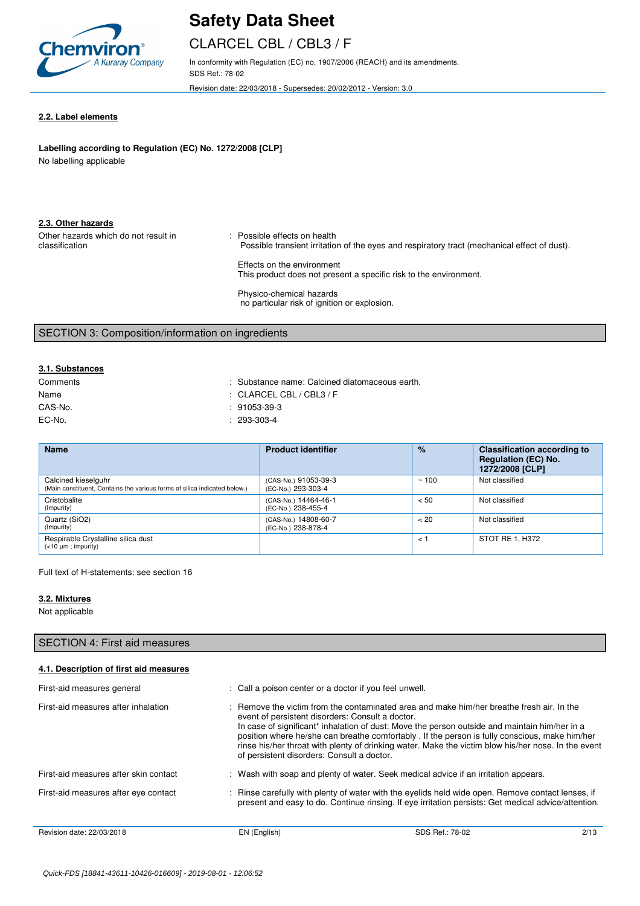#### 2.2. Label elements

**Labelling according to Regulation (EC) No. 1272/2008 [CLP]**

No labelling applicable

#### 2.3. Other hazards

Other hazards which do not result in classification : Possible effects on health
Possible transient irritation of the eyes and respiratory tract (mechanical effect of dust).

Effects on the environment
This product does not present a specific risk to the environment.

Physico-chemical hazards
no particular risk of ignition or explosion.

## SECTION 3: Composition/information on ingredients

#### 3.1. Substances

Comments : Substance name: Calcined diatomaceous earth.
Name : CLARCEL CBL / CBL3 / F
CAS-No. : 91053-39-3
EC-No. : 293-303-4

| Name | Product identifier | % | Classification according to Regulation (EC) No. 1272/2008 [CLP] |
|---|---|---|---|
| Calcined kieselguhr (Main constituent, Contains the various forms of silica indicated below.) | (CAS-No.) 91053-39-3 (EC-No.) 293-303-4 | ~ 100 | Not classified |
| Cristobalite (Impurity) | (CAS-No.) 14464-46-1 (EC-No.) 238-455-4 | < 50 | Not classified |
| Quartz ($SiO_2$) (Impurity) | (CAS-No.) 14808-60-7 (EC-No.) 238-878-4 | < 20 | Not classified |
| Respirable Crystalline silica dust (<10 µm ; impurity) | | < 1 | STOT RE 1, H372 |

Full text of H-statements: see section 16

#### 3.2. Mixtures

Not applicable

## SECTION 4: First aid measures

#### 4.1. Description of first aid measures

First-aid measures general : Call a poison center or a doctor if you feel unwell.

First-aid measures after inhalation : Remove the victim from the contaminated area and make him/her breathe fresh air. In the event of persistent disorders: Consult a doctor.
In case of significant* inhalation of dust: Move the person outside and maintain him/her in a position where he/she can breathe comfortably . If the person is fully conscious, make him/her rinse his/her throat with plenty of drinking water. Make the victim blow his/her nose. In the event of persistent disorders: Consult a doctor.

First-aid measures after skin contact : Wash with soap and plenty of water. Seek medical advice if an irritation appears.

First-aid measures after eye contact : Rinse carefully with plenty of water with the eyelids held wide open. Remove contact lenses, if present and easy to do. Continue rinsing. If eye irritation persists: Get medical advice/attention.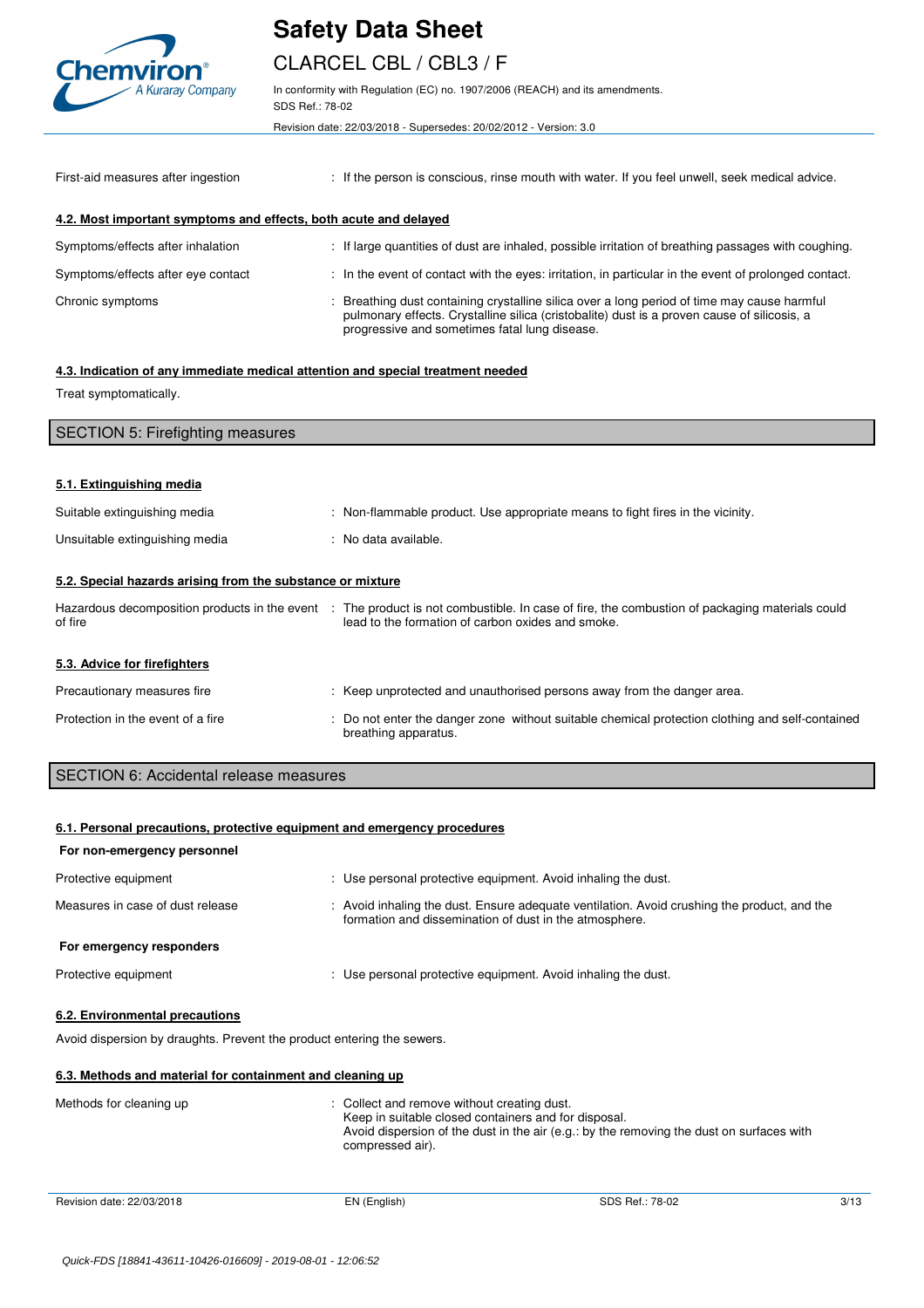| | |
|---|---|
| First-aid measures after ingestion | : If the person is conscious, rinse mouth with water. If you feel unwell, seek medical advice. |

**4.2. Most important symptoms and effects, both acute and delayed**

| | |
|---|---|
| Symptoms/effects after inhalation | : If large quantities of dust are inhaled, possible irritation of breathing passages with coughing. |
| Symptoms/effects after eye contact | : In the event of contact with the eyes: irritation, in particular in the event of prolonged contact. |
| Chronic symptoms | : Breathing dust containing crystalline silica over a long period of time may cause harmful pulmonary effects. Crystalline silica (cristobalite) dust is a proven cause of silicosis, a progressive and sometimes fatal lung disease. |

**4.3. Indication of any immediate medical attention and special treatment needed**

Treat symptomatically.

## SECTION 5: Firefighting measures

**5.1. Extinguishing media**

| | |
|---|---|
| Suitable extinguishing media | : Non-flammable product. Use appropriate means to fight fires in the vicinity. |
| Unsuitable extinguishing media | : No data available. |

**5.2. Special hazards arising from the substance or mixture**

| | |
|---|---|
| Hazardous decomposition products in the event of fire | : The product is not combustible. In case of fire, the combustion of packaging materials could lead to the formation of carbon oxides and smoke. |

**5.3. Advice for firefighters**

| | |
|---|---|
| Precautionary measures fire | : Keep unprotected and unauthorised persons away from the danger area. |
| Protection in the event of a fire | : Do not enter the danger zone without suitable chemical protection clothing and self-contained breathing apparatus. |

## SECTION 6: Accidental release measures

**6.1. Personal precautions, protective equipment and emergency procedures**

**For non-emergency personnel**

| | |
|---|---|
| Protective equipment | : Use personal protective equipment. Avoid inhaling the dust. |
| Measures in case of dust release | : Avoid inhaling the dust. Ensure adequate ventilation. Avoid crushing the product, and the formation and dissemination of dust in the atmosphere. |

**For emergency responders**

| | |
|---|---|
| Protective equipment | : Use personal protective equipment. Avoid inhaling the dust. |

**6.2. Environmental precautions**

Avoid dispersion by draughts. Prevent the product entering the sewers.

**6.3. Methods and material for containment and cleaning up**

| | |
|---|---|
| Methods for cleaning up | : Collect and remove without creating dust.<br>Keep in suitable closed containers and for disposal.<br>Avoid dispersion of the dust in the air (e.g.: by the removing the dust on surfaces with compressed air). |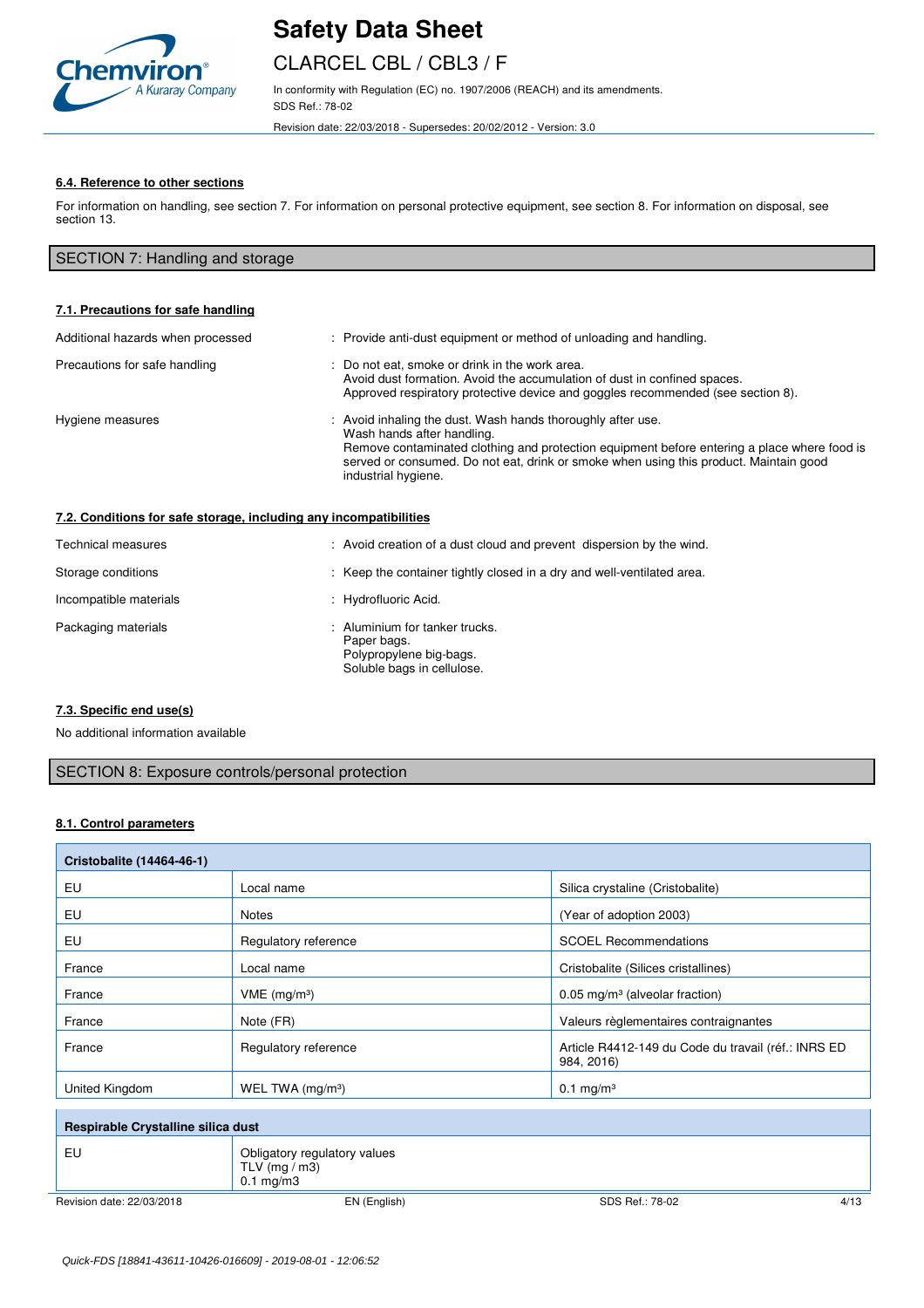#### 6.4. Reference to other sections

For information on handling, see section 7. For information on personal protective equipment, see section 8. For information on disposal, see section 13.

## SECTION 7: Handling and storage

#### 7.1. Precautions for safe handling

Additional hazards when processed : Provide anti-dust equipment or method of unloading and handling.

Precautions for safe handling : Do not eat, smoke or drink in the work area.
Avoid dust formation. Avoid the accumulation of dust in confined spaces.
Approved respiratory protective device and goggles recommended (see section 8).

Hygiene measures : Avoid inhaling the dust. Wash hands thoroughly after use.
Wash hands after handling.
Remove contaminated clothing and protection equipment before entering a place where food is served or consumed. Do not eat, drink or smoke when using this product. Maintain good industrial hygiene.

#### 7.2. Conditions for safe storage, including any incompatibilities

Technical measures : Avoid creation of a dust cloud and prevent dispersion by the wind.

Storage conditions : Keep the container tightly closed in a dry and well-ventilated area.

Incompatible materials : Hydrofluoric Acid.

Packaging materials : Aluminium for tanker trucks.
Paper bags.
Polypropylene big-bags.
Soluble bags in cellulose.

#### 7.3. Specific end use(s)

No additional information available

## SECTION 8: Exposure controls/personal protection

#### 8.1. Control parameters

| Cristobalite (14464-46-1) | | |
|---|---|---|
| EU | Local name | Silica crystaline (Cristobalite) |
| EU | Notes | (Year of adoption 2003) |
| EU | Regulatory reference | SCOEL Recommendations |
| France | Local name | Cristobalite (Silices cristallines) |
| France | VME (mg/m³) | 0.05 mg/m³ (alveolar fraction) |
| France | Note (FR) | Valeurs règlementaires contraignantes |
| France | Regulatory reference | Article R4412-149 du Code du travail (réf.: INRS ED 984, 2016) |
| United Kingdom | WEL TWA (mg/m³) | 0.1 mg/m³ |

| Respirable Crystalline silica dust | |
|---|---|
| EU | Obligatory regulatory values<br>TLV (mg / m3)<br>0.1 mg/m3 |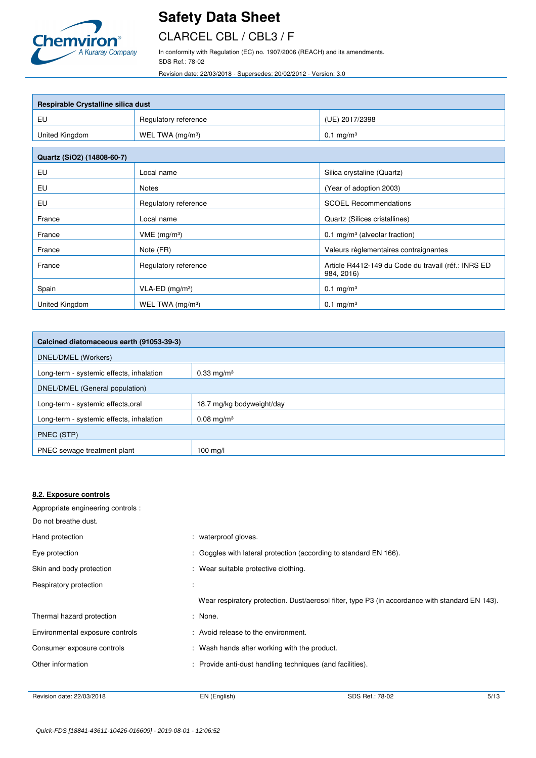| Respirable Crystalline silica dust | | |
|---|---|---|
| EU | Regulatory reference | (UE) 2017/2398 |
| United Kingdom | WEL TWA (mg/m³) | 0.1 mg/m³ |

| Quartz (SiO2) (14808-60-7) | | |
|---|---|---|
| EU | Local name | Silica crystaline (Quartz) |
| EU | Notes | (Year of adoption 2003) |
| EU | Regulatory reference | SCOEL Recommendations |
| France | Local name | Quartz (Silices cristallines) |
| France | VME (mg/m³) | 0.1 mg/m³ (alveolar fraction) |
| France | Note (FR) | Valeurs règlementaires contraignantes |
| France | Regulatory reference | Article R4412-149 du Code du travail (réf.: INRS ED 984, 2016) |
| Spain | VLA-ED (mg/m³) | 0.1 mg/m³ |
| United Kingdom | WEL TWA (mg/m³) | 0.1 mg/m³ |

| Calcined diatomaceous earth (91053-39-3) | |
|---|---|
| DNEL/DMEL (Workers) | |
| Long-term - systemic effects, inhalation | 0.33 mg/m³ |
| DNEL/DMEL (General population) | |
| Long-term - systemic effects,oral | 18.7 mg/kg bodyweight/day |
| Long-term - systemic effects, inhalation | 0.08 mg/m³ |
| PNEC (STP) | |
| PNEC sewage treatment plant | 100 mg/l |

**8.2. Exposure controls**

Appropriate engineering controls :

Do not breathe dust.

Hand protection : waterproof gloves.

Eye protection : Goggles with lateral protection (according to standard EN 166).

Skin and body protection : Wear suitable protective clothing.

Respiratory protection :

Wear respiratory protection. Dust/aerosol filter, type P3 (in accordance with standard EN 143).

Thermal hazard protection : None.

Environmental exposure controls : Avoid release to the environment.

Consumer exposure controls : Wash hands after working with the product.

Other information : Provide anti-dust handling techniques (and facilities).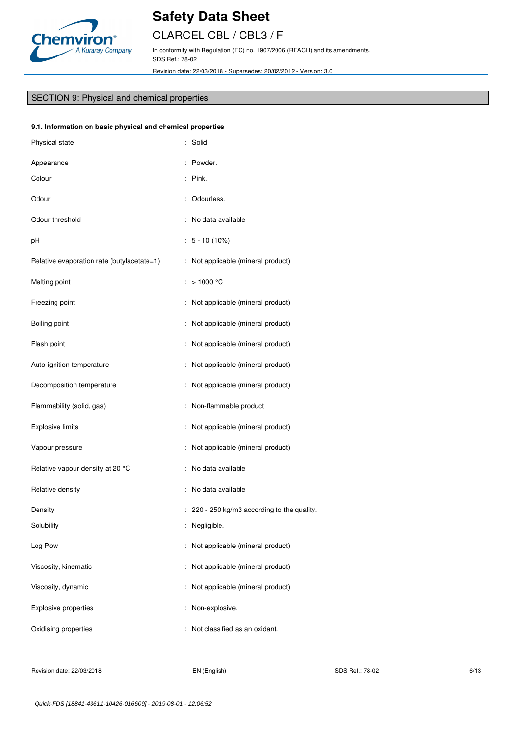## SECTION 9: Physical and chemical properties

### 9.1. Information on basic physical and chemical properties

| | |
|---|---|
| Physical state | : Solid |
| Appearance | : Powder. |
| Colour | : Pink. |
| Odour | : Odourless. |
| Odour threshold | : No data available |
| pH | : 5 - 10 (10%) |
| Relative evaporation rate (butylacetate=1) | : Not applicable (mineral product) |
| Melting point | : > 1000 °C |
| Freezing point | : Not applicable (mineral product) |
| Boiling point | : Not applicable (mineral product) |
| Flash point | : Not applicable (mineral product) |
| Auto-ignition temperature | : Not applicable (mineral product) |
| Decomposition temperature | : Not applicable (mineral product) |
| Flammability (solid, gas) | : Non-flammable product |
| Explosive limits | : Not applicable (mineral product) |
| Vapour pressure | : Not applicable (mineral product) |
| Relative vapour density at 20 °C | : No data available |
| Relative density | : No data available |
| Density | : 220 - 250 kg/m3 according to the quality. |
| Solubility | : Negligible. |
| Log Pow | : Not applicable (mineral product) |
| Viscosity, kinematic | : Not applicable (mineral product) |
| Viscosity, dynamic | : Not applicable (mineral product) |
| Explosive properties | : Non-explosive. |
| Oxidising properties | : Not classified as an oxidant. |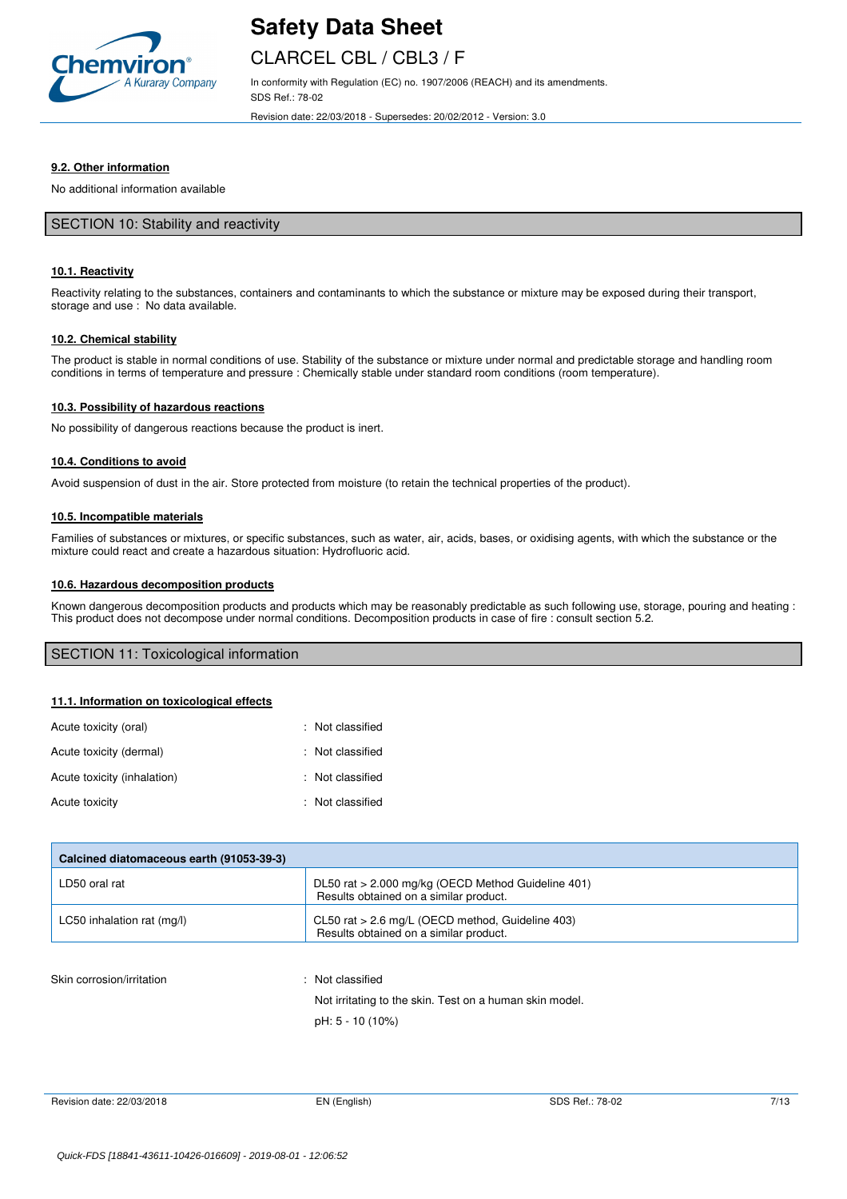#### 9.2. Other information

No additional information available

## SECTION 10: Stability and reactivity

#### 10.1. Reactivity

Reactivity relating to the substances, containers and contaminants to which the substance or mixture may be exposed during their transport, storage and use : No data available.

#### 10.2. Chemical stability

The product is stable in normal conditions of use. Stability of the substance or mixture under normal and predictable storage and handling room conditions in terms of temperature and pressure : Chemically stable under standard room conditions (room temperature).

#### 10.3. Possibility of hazardous reactions

No possibility of dangerous reactions because the product is inert.

#### 10.4. Conditions to avoid

Avoid suspension of dust in the air. Store protected from moisture (to retain the technical properties of the product).

#### 10.5. Incompatible materials

Families of substances or mixtures, or specific substances, such as water, air, acids, bases, or oxidising agents, with which the substance or the mixture could react and create a hazardous situation: Hydrofluoric acid.

#### 10.6. Hazardous decomposition products

Known dangerous decomposition products and products which may be reasonably predictable as such following use, storage, pouring and heating : This product does not decompose under normal conditions. Decomposition products in case of fire : consult section 5.2.

## SECTION 11: Toxicological information

#### 11.1. Information on toxicological effects

Acute toxicity (oral) : Not classified

Acute toxicity (dermal) : Not classified

Acute toxicity (inhalation) : Not classified

Acute toxicity : Not classified

| Calcined diatomaceous earth (91053-39-3) | |
|---|---|
| LD50 oral rat | DL50 rat > 2.000 mg/kg (OECD Method Guideline 401) Results obtained on a similar product. |
| LC50 inhalation rat (mg/l) | CL50 rat > 2.6 mg/L (OECD method, Guideline 403) Results obtained on a similar product. |

Skin corrosion/irritation : Not classified

Not irritating to the skin. Test on a human skin model.

pH: 5 - 10 (10%)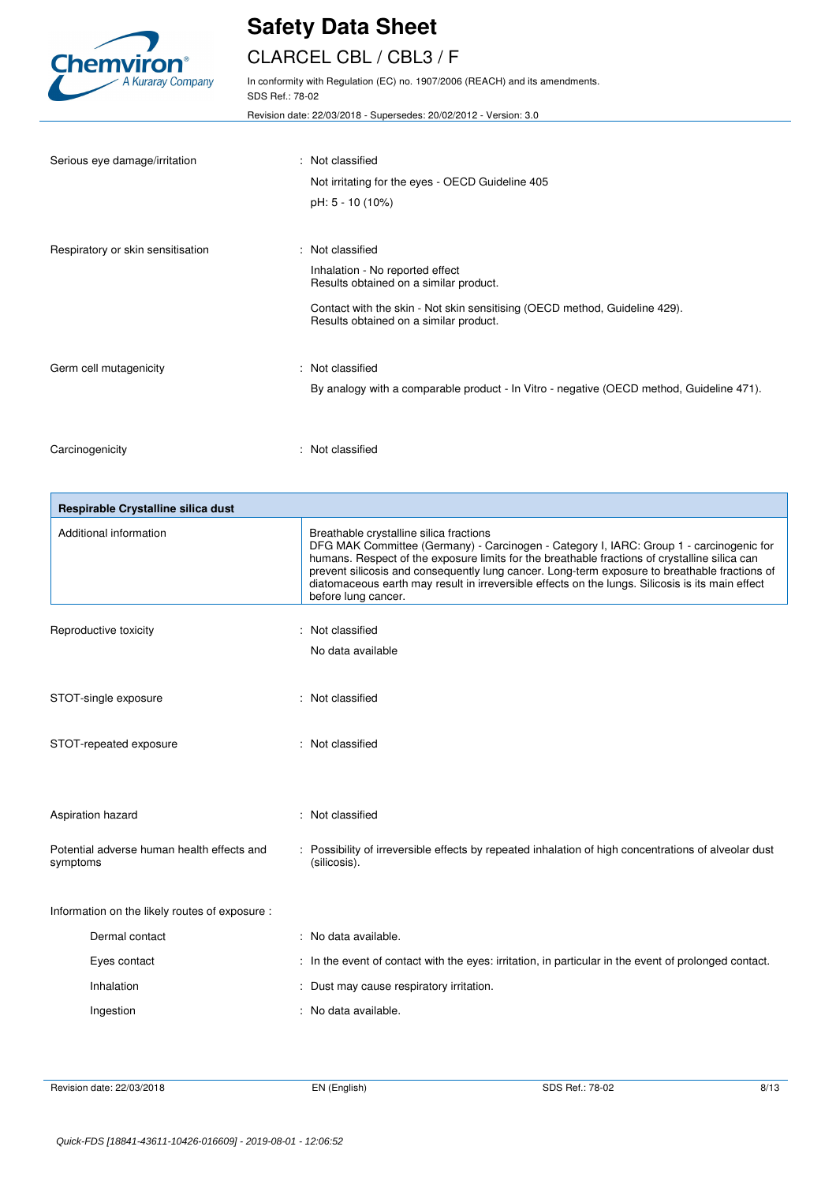| | |
|---|---|
| Serious eye damage/irritation | : Not classified<br>Not irritating for the eyes - OECD Guideline 405<br>pH: 5 - 10 (10%) |
| Respiratory or skin sensitisation | : Not classified<br>Inhalation - No reported effect<br>Results obtained on a similar product.<br>Contact with the skin - Not skin sensitising (OECD method, Guideline 429).<br>Results obtained on a similar product. |
| Germ cell mutagenicity | : Not classified<br>By analogy with a comparable product - In Vitro - negative (OECD method, Guideline 471). |
| Carcinogenicity | : Not classified |

| Respirable Crystalline silica dust | |
|---|---|
| Additional information | Breathable crystalline silica fractions<br>DFG MAK Committee (Germany) - Carcinogen - Category I, IARC: Group 1 - carcinogenic for humans. Respect of the exposure limits for the breathable fractions of crystalline silica can prevent silicosis and consequently lung cancer. Long-term exposure to breathable fractions of diatomaceous earth may result in irreversible effects on the lungs. Silicosis is its main effect before lung cancer. |

| | |
|---|---|
| Reproductive toxicity | : Not classified<br>No data available |
| STOT-single exposure | : Not classified |
| STOT-repeated exposure | : Not classified |
| Aspiration hazard | : Not classified |
| Potential adverse human health effects and symptoms | : Possibility of irreversible effects by repeated inhalation of high concentrations of alveolar dust (silicosis). |

Information on the likely routes of exposure :

| | |
|---|---|
| Dermal contact | : No data available. |
| Eyes contact | : In the event of contact with the eyes: irritation, in particular in the event of prolonged contact. |
| Inhalation | : Dust may cause respiratory irritation. |
| Ingestion | : No data available. |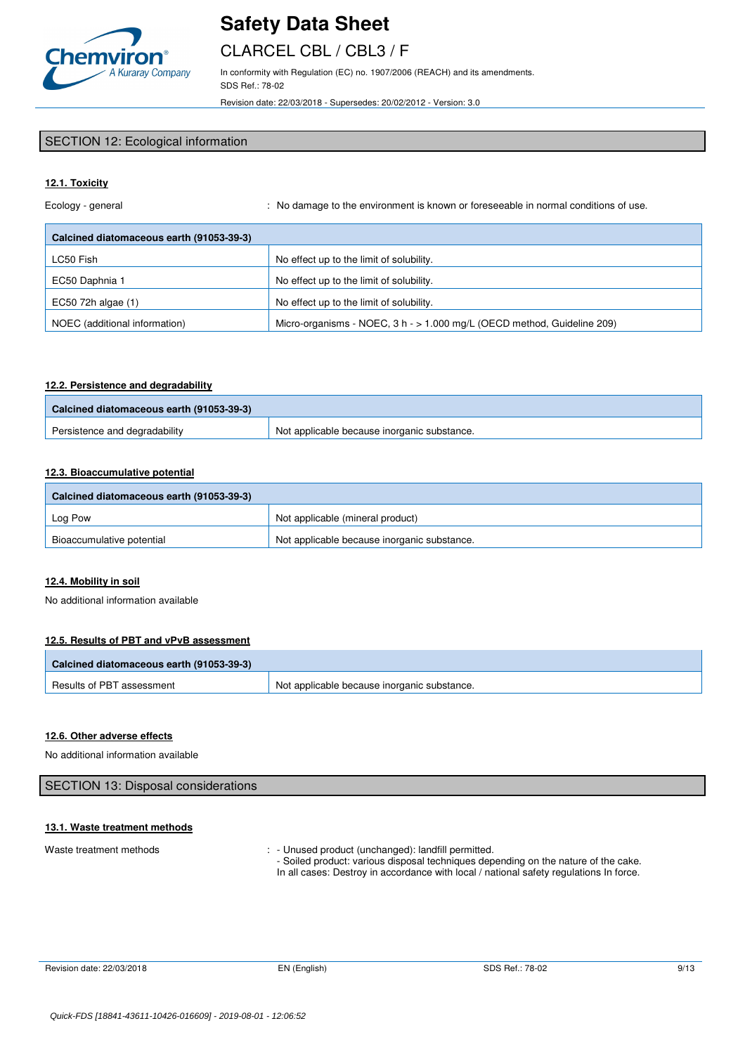## SECTION 12: Ecological information

### 12.1. Toxicity

Ecology - general : No damage to the environment is known or foreseeable in normal conditions of use.

| Calcined diatomaceous earth (91053-39-3) | |
|---|---|
| LC50 Fish | No effect up to the limit of solubility. |
| EC50 Daphnia 1 | No effect up to the limit of solubility. |
| EC50 72h algae (1) | No effect up to the limit of solubility. |
| NOEC (additional information) | Micro-organisms - NOEC, 3 h - > 1.000 mg/L (OECD method, Guideline 209) |

### 12.2. Persistence and degradability

| Calcined diatomaceous earth (91053-39-3) | |
|---|---|
| Persistence and degradability | Not applicable because inorganic substance. |

### 12.3. Bioaccumulative potential

| Calcined diatomaceous earth (91053-39-3) | |
|---|---|
| Log Pow | Not applicable (mineral product) |
| Bioaccumulative potential | Not applicable because inorganic substance. |

### 12.4. Mobility in soil

No additional information available

### 12.5. Results of PBT and vPvB assessment

| Calcined diatomaceous earth (91053-39-3) | |
|---|---|
| Results of PBT assessment | Not applicable because inorganic substance. |

### 12.6. Other adverse effects

No additional information available

## SECTION 13: Disposal considerations

### 13.1. Waste treatment methods

Waste treatment methods : - Unused product (unchanged): landfill permitted.
- Soiled product: various disposal techniques depending on the nature of the cake.
In all cases: Destroy in accordance with local / national safety regulations In force.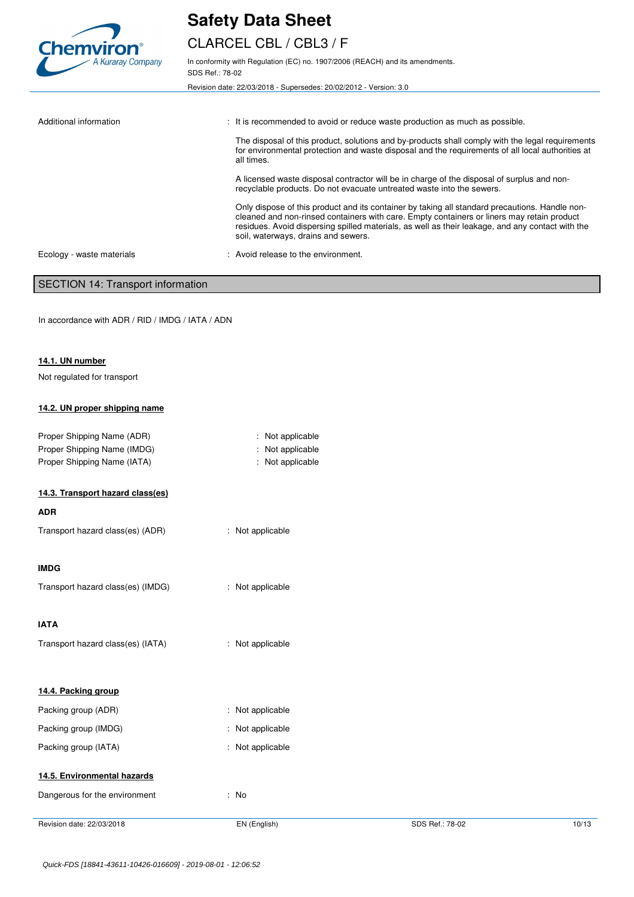| | |
|---|---|
| Additional information | : It is recommended to avoid or reduce waste production as much as possible. |
| | The disposal of this product, solutions and by-products shall comply with the legal requirements for environmental protection and waste disposal and the requirements of all local authorities at all times. |
| | A licensed waste disposal contractor will be in charge of the disposal of surplus and non-recyclable products. Do not evacuate untreated waste into the sewers. |
| | Only dispose of this product and its container by taking all standard precautions. Handle non-cleaned and non-rinsed containers with care. Empty containers or liners may retain product residues. Avoid dispersing spilled materials, as well as their leakage, and any contact with the soil, waterways, drains and sewers. |
| Ecology - waste materials | : Avoid release to the environment. |

## SECTION 14: Transport information

In accordance with ADR / RID / IMDG / IATA / ADN

### 14.1. UN number

Not regulated for transport

### 14.2. UN proper shipping name

| | |
|---|---|
| Proper Shipping Name (ADR) | : Not applicable |
| Proper Shipping Name (IMDG) | : Not applicable |
| Proper Shipping Name (IATA) | : Not applicable |

### 14.3. Transport hazard class(es)

**ADR**

| | |
|---|---|
| Transport hazard class(es) (ADR) | : Not applicable |

**IMDG**

| | |
|---|---|
| Transport hazard class(es) (IMDG) | : Not applicable |

**IATA**

| | |
|---|---|
| Transport hazard class(es) (IATA) | : Not applicable |

### 14.4. Packing group

| | |
|---|---|
| Packing group (ADR) | : Not applicable |
| Packing group (IMDG) | : Not applicable |
| Packing group (IATA) | : Not applicable |

### 14.5. Environmental hazards

| | |
|---|---|
| Dangerous for the environment | : No |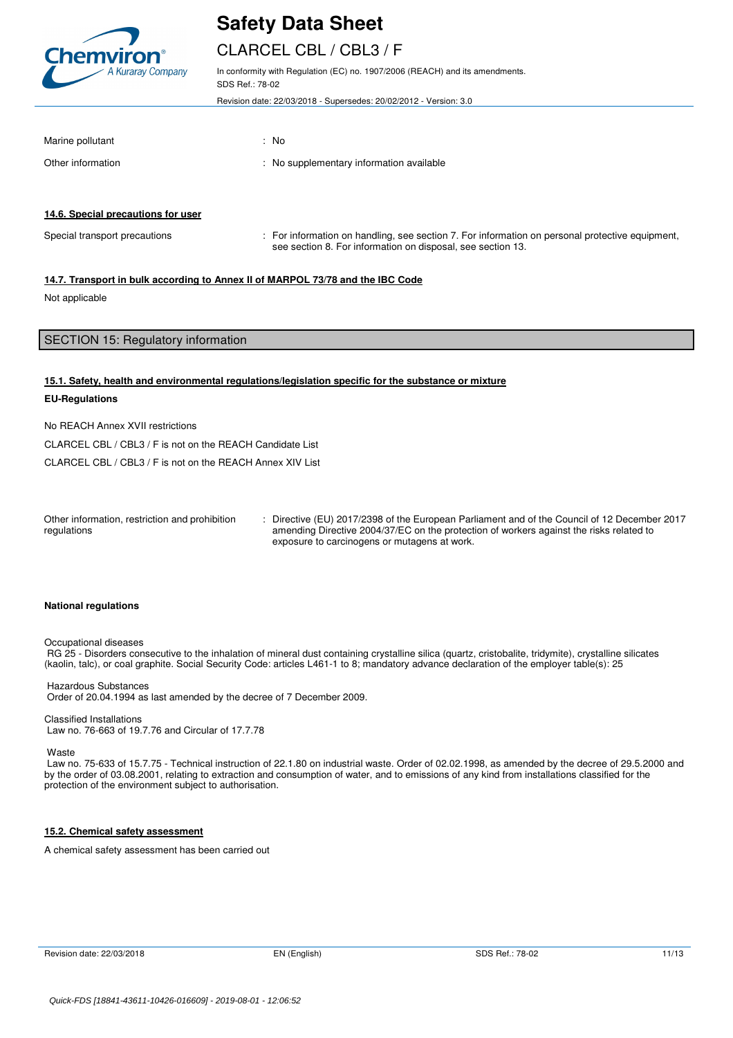| | |
|---|---|
| Marine pollutant | : No |
| Other information | : No supplementary information available |

### 14.6. Special precautions for user

| | |
|---|---|
| Special transport precautions | : For information on handling, see section 7. For information on personal protective equipment, see section 8. For information on disposal, see section 13. |

### 14.7. Transport in bulk according to Annex II of MARPOL 73/78 and the IBC Code

Not applicable

## SECTION 15: Regulatory information

### 15.1. Safety, health and environmental regulations/legislation specific for the substance or mixture

**EU-Regulations**

No REACH Annex XVII restrictions

CLARCEL CBL / CBL3 / F is not on the REACH Candidate List

CLARCEL CBL / CBL3 / F is not on the REACH Annex XIV List

| | |
|---|---|
| Other information, restriction and prohibition regulations | : Directive (EU) 2017/2398 of the European Parliament and of the Council of 12 December 2017 amending Directive 2004/37/EC on the protection of workers against the risks related to exposure to carcinogens or mutagens at work. |

**National regulations**

Occupational diseases
RG 25 - Disorders consecutive to the inhalation of mineral dust containing crystalline silica (quartz, cristobalite, tridymite), crystalline silicates (kaolin, talc), or coal graphite. Social Security Code: articles L461-1 to 8; mandatory advance declaration of the employer table(s): 25

Hazardous Substances
Order of 20.04.1994 as last amended by the decree of 7 December 2009.

Classified Installations
Law no. 76-663 of 19.7.76 and Circular of 17.7.78

Waste
Law no. 75-633 of 15.7.75 - Technical instruction of 22.1.80 on industrial waste. Order of 02.02.1998, as amended by the decree of 29.5.2000 and by the order of 03.08.2001, relating to extraction and consumption of water, and to emissions of any kind from installations classified for the protection of the environment subject to authorisation.

### 15.2. Chemical safety assessment

A chemical safety assessment has been carried out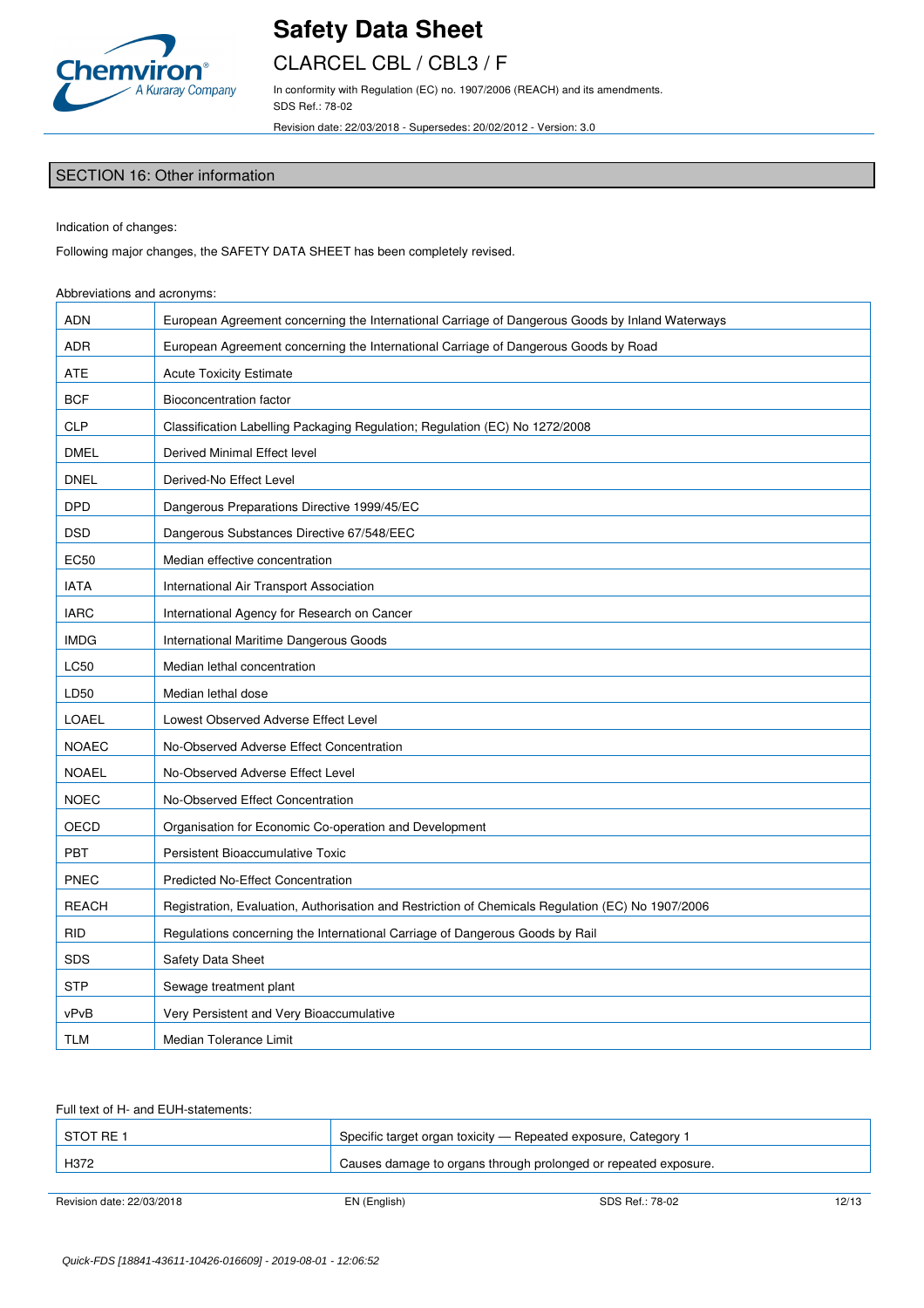## SECTION 16: Other information

Indication of changes:

Following major changes, the SAFETY DATA SHEET has been completely revised.

Abbreviations and acronyms:

| | |
|---|---|
| ADN | European Agreement concerning the International Carriage of Dangerous Goods by Inland Waterways |
| ADR | European Agreement concerning the International Carriage of Dangerous Goods by Road |
| ATE | Acute Toxicity Estimate |
| BCF | Bioconcentration factor |
| CLP | Classification Labelling Packaging Regulation; Regulation (EC) No 1272/2008 |
| DMEL | Derived Minimal Effect level |
| DNEL | Derived-No Effect Level |
| DPD | Dangerous Preparations Directive 1999/45/EC |
| DSD | Dangerous Substances Directive 67/548/EEC |
| EC50 | Median effective concentration |
| IATA | International Air Transport Association |
| IARC | International Agency for Research on Cancer |
| IMDG | International Maritime Dangerous Goods |
| LC50 | Median lethal concentration |
| LD50 | Median lethal dose |
| LOAEL | Lowest Observed Adverse Effect Level |
| NOAEC | No-Observed Adverse Effect Concentration |
| NOAEL | No-Observed Adverse Effect Level |
| NOEC | No-Observed Effect Concentration |
| OECD | Organisation for Economic Co-operation and Development |
| PBT | Persistent Bioaccumulative Toxic |
| PNEC | Predicted No-Effect Concentration |
| REACH | Registration, Evaluation, Authorisation and Restriction of Chemicals Regulation (EC) No 1907/2006 |
| RID | Regulations concerning the International Carriage of Dangerous Goods by Rail |
| SDS | Safety Data Sheet |
| STP | Sewage treatment plant |
| vPvB | Very Persistent and Very Bioaccumulative |
| TLM | Median Tolerance Limit |

Full text of H- and EUH-statements:

| | |
|---|---|
| STOT RE 1 | Specific target organ toxicity — Repeated exposure, Category 1 |
| H372 | Causes damage to organs through prolonged or repeated exposure. |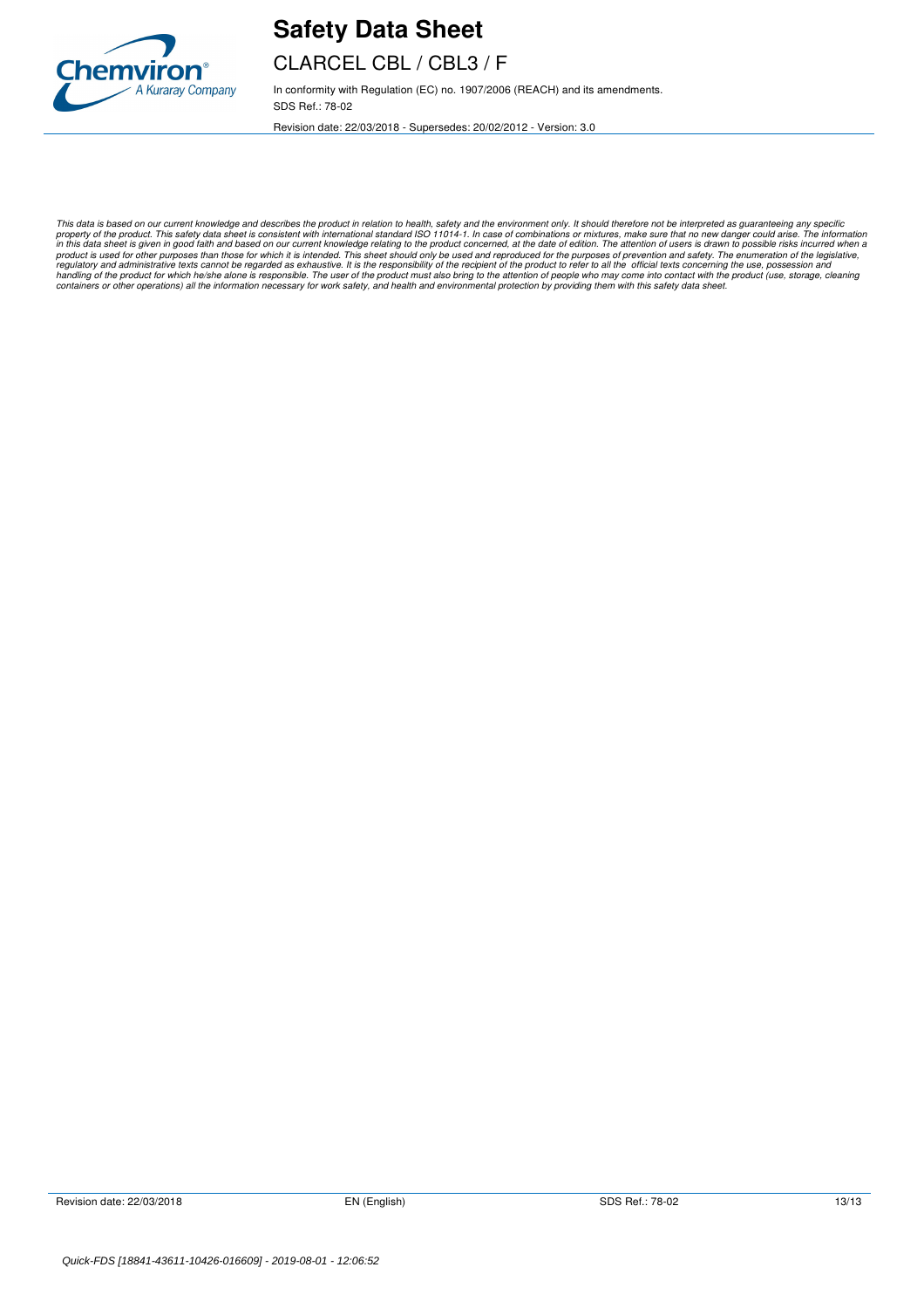*This data is based on our current knowledge and describes the product in relation to health, safety and the environment only. It should therefore not be interpreted as guaranteeing any specific property of the product. This safety data sheet is consistent with international standard ISO 11014-1. In case of combinations or mixtures, make sure that no new danger could arise. The information in this data sheet is given in good faith and based on our current knowledge relating to the product concerned, at the date of edition. The attention of users is drawn to possible risks incurred when a product is used for other purposes than those for which it is intended. This sheet should only be used and reproduced for the purposes of prevention and safety. The enumeration of the legislative, regulatory and administrative texts cannot be regarded as exhaustive. It is the responsibility of the recipient of the product to refer to all the official texts concerning the use, possession and handling of the product for which he/she alone is responsible. The user of the product must also bring to the attention of people who may come into contact with the product (use, storage, cleaning containers or other operations) all the information necessary for work safety, and health and environmental protection by providing them with this safety data sheet.*

*Quick-FDS [18841-43611-10426-016609] - 2019-08-01 - 12:06:52*